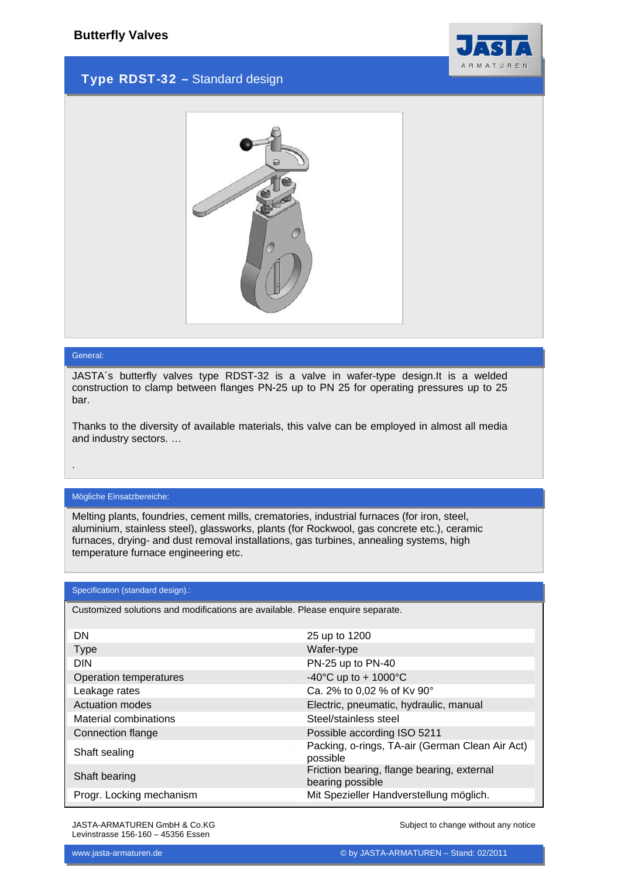# Butterfly Valves

## **Type RDST-32 –** Standard design

### General:

JASTA´s butterfly valves type RDST-32 is a valve in wafer-type design.It is a welded construction to clamp between flanges PN-25 up to PN 25 for operating pressures up to 25 bar.

Thanks to the diversity of available materials, this valve can be employed in almost all media and industry sectors. …

.

### Mögliche Einsatzbereiche:

Melting plants, foundries, cement mills, crematories, industrial furnaces (for iron, steel, aluminium, stainless steel), glassworks, plants (for Rockwool, gas concrete etc.), ceramic furnaces, drying- and dust removal installations, gas turbines, annealing systems, high temperature furnace engineering etc.

### Specification (standard design).:

Customized solutions and modifications are available. Please enquire separate.

| | |
|---|---|
| DN | 25 up to 1200 |
| Type | Wafer-type |
| DIN | PN-25 up to PN-40 |
| Operation temperatures | -40°C up to + 1000°C |
| Leakage rates | Ca. 2% to 0,02 % of Kv 90° |
| Actuation modes | Electric, pneumatic, hydraulic, manual |
| Material combinations | Steel/stainless steel |
| Connection flange | Possible according ISO 5211 |
| Shaft sealing | Packing, o-rings, TA-air (German Clean Air Act) possible |
| Shaft bearing | Friction bearing, flange bearing, external bearing possible |
| Progr. Locking mechanism | Mit Spezieller Handverstellung möglich. |

JASTA-ARMATUREN GmbH & Co.KG
Levinstrasse 156-160 – 45356 Essen

Subject to change without any notice

www.jasta-armaturen.de

© by JASTA-ARMATUREN – Stand: 02/2011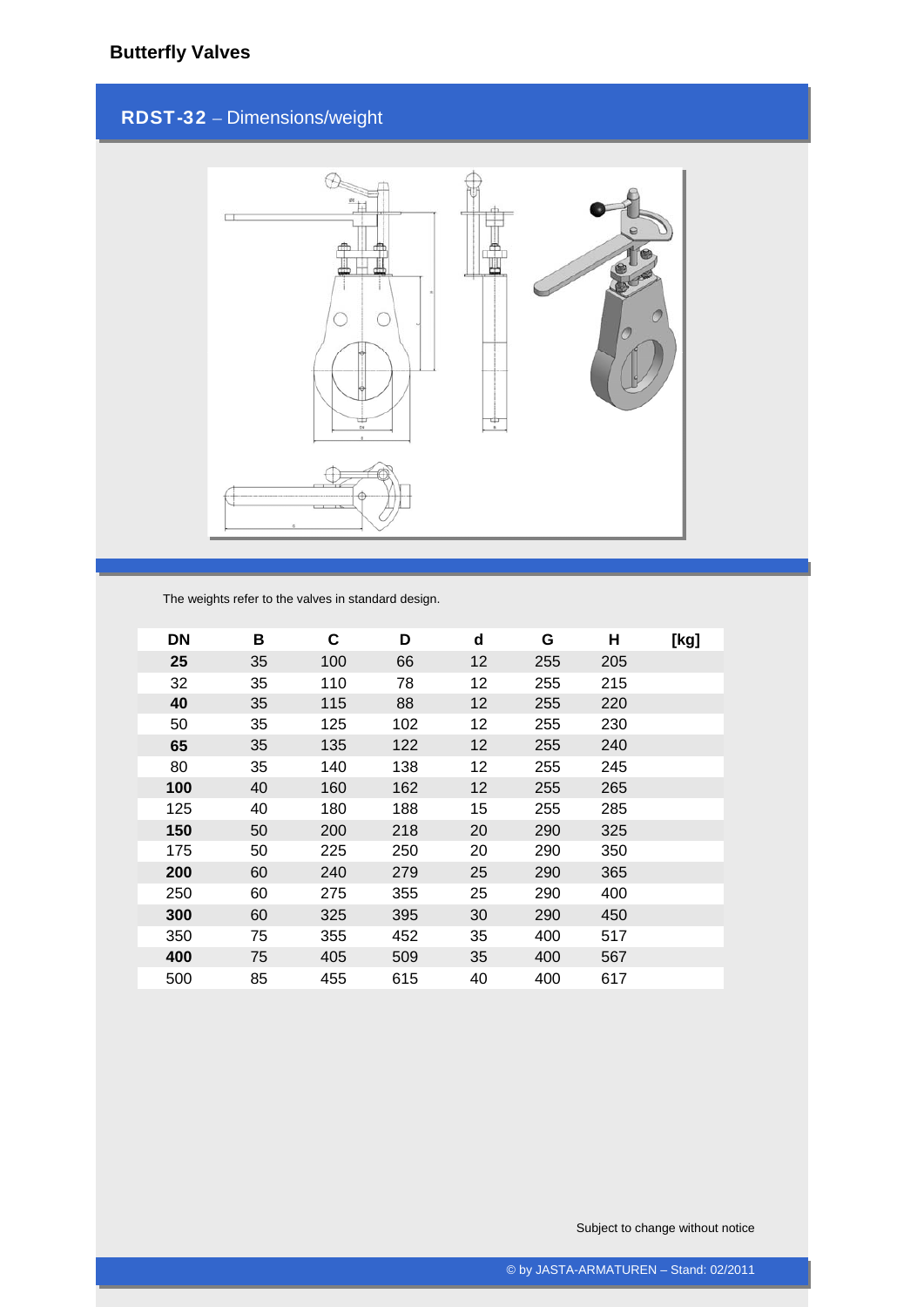## Butterfly Valves

### RDST-32 – Dimensions/weight

The weights refer to the valves in standard design.

| DN | B | C | D | d | G | H | [kg] |
|---|---|---|---|---|---|---|---|
| **25** | 35 | 100 | 66 | 12 | 255 | 205 | |
| 32 | 35 | 110 | 78 | 12 | 255 | 215 | |
| **40** | 35 | 115 | 88 | 12 | 255 | 220 | |
| 50 | 35 | 125 | 102 | 12 | 255 | 230 | |
| **65** | 35 | 135 | 122 | 12 | 255 | 240 | |
| 80 | 35 | 140 | 138 | 12 | 255 | 245 | |
| **100** | 40 | 160 | 162 | 12 | 255 | 265 | |
| 125 | 40 | 180 | 188 | 15 | 255 | 285 | |
| **150** | 50 | 200 | 218 | 20 | 290 | 325 | |
| 175 | 50 | 225 | 250 | 20 | 290 | 350 | |
| **200** | 60 | 240 | 279 | 25 | 290 | 365 | |
| 250 | 60 | 275 | 355 | 25 | 290 | 400 | |
| **300** | 60 | 325 | 395 | 30 | 290 | 450 | |
| 350 | 75 | 355 | 452 | 35 | 400 | 517 | |
| **400** | 75 | 405 | 509 | 35 | 400 | 567 | |
| 500 | 85 | 455 | 615 | 40 | 400 | 617 | |

Subject to change without notice

© by JASTA-ARMATUREN – Stand: 02/2011